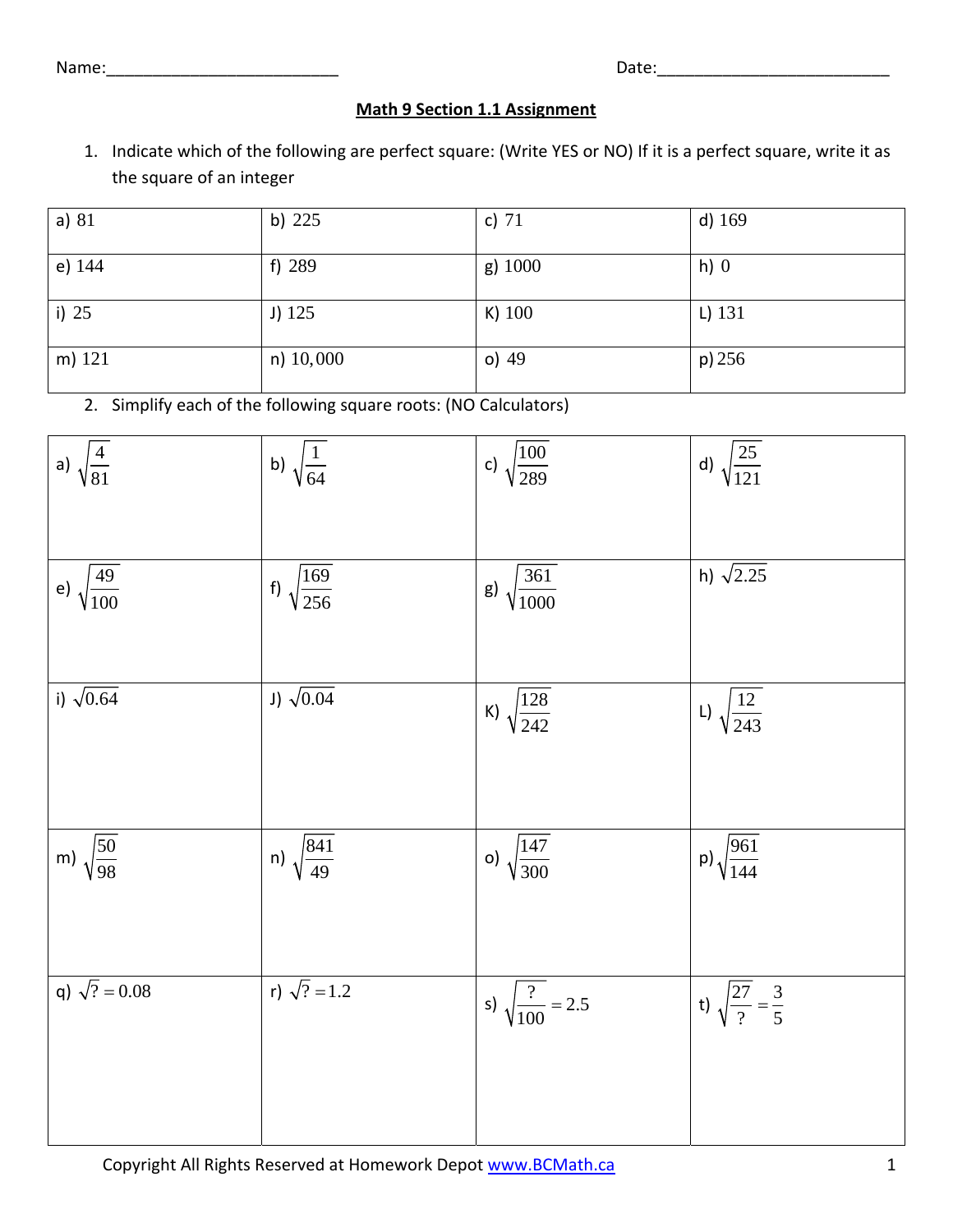Name:_________________________ Date:_________________________

## Math 9 Section 1.1 Assignment

1. Indicate which of the following are perfect square: (Write YES or NO) If it is a perfect square, write it as the square of an integer

| | | | |
|---|---|---|---|
| a) 81 | b) 225 | c) 71 | d) 169 |
| e) 144 | f) 289 | g) 1000 | h) 0 |
| i) 25 | J) 125 | K) 100 | L) 131 |
| m) 121 | n) 10,000 | o) 49 | p) 256 |

2. Simplify each of the following square roots: (NO Calculators)

| | | | |
|---|---|---|---|
| a) $\sqrt{\frac{4}{81}}$ | b) $\sqrt{\frac{1}{64}}$ | c) $\sqrt{\frac{100}{289}}$ | d) $\sqrt{\frac{25}{121}}$ |
| e) $\sqrt{\frac{49}{100}}$ | f) $\sqrt{\frac{169}{256}}$ | g) $\sqrt{\frac{361}{1000}}$ | h) $\sqrt{2.25}$ |
| i) $\sqrt{0.64}$ | J) $\sqrt{0.04}$ | K) $\sqrt{\frac{128}{242}}$ | L) $\sqrt{\frac{12}{243}}$ |
| m) $\sqrt{\frac{50}{98}}$ | n) $\sqrt{\frac{841}{49}}$ | o) $\sqrt{\frac{147}{300}}$ | p) $\sqrt{\frac{961}{144}}$ |
| q) $\sqrt{?} = 0.08$ | r) $\sqrt{?} = 1.2$ | s) $\sqrt{\frac{?}{100}} = 2.5$ | t) $\sqrt{\frac{27}{?}} = \frac{3}{5}$ |

Copyright All Rights Reserved at Homework Depot www.BCMath.ca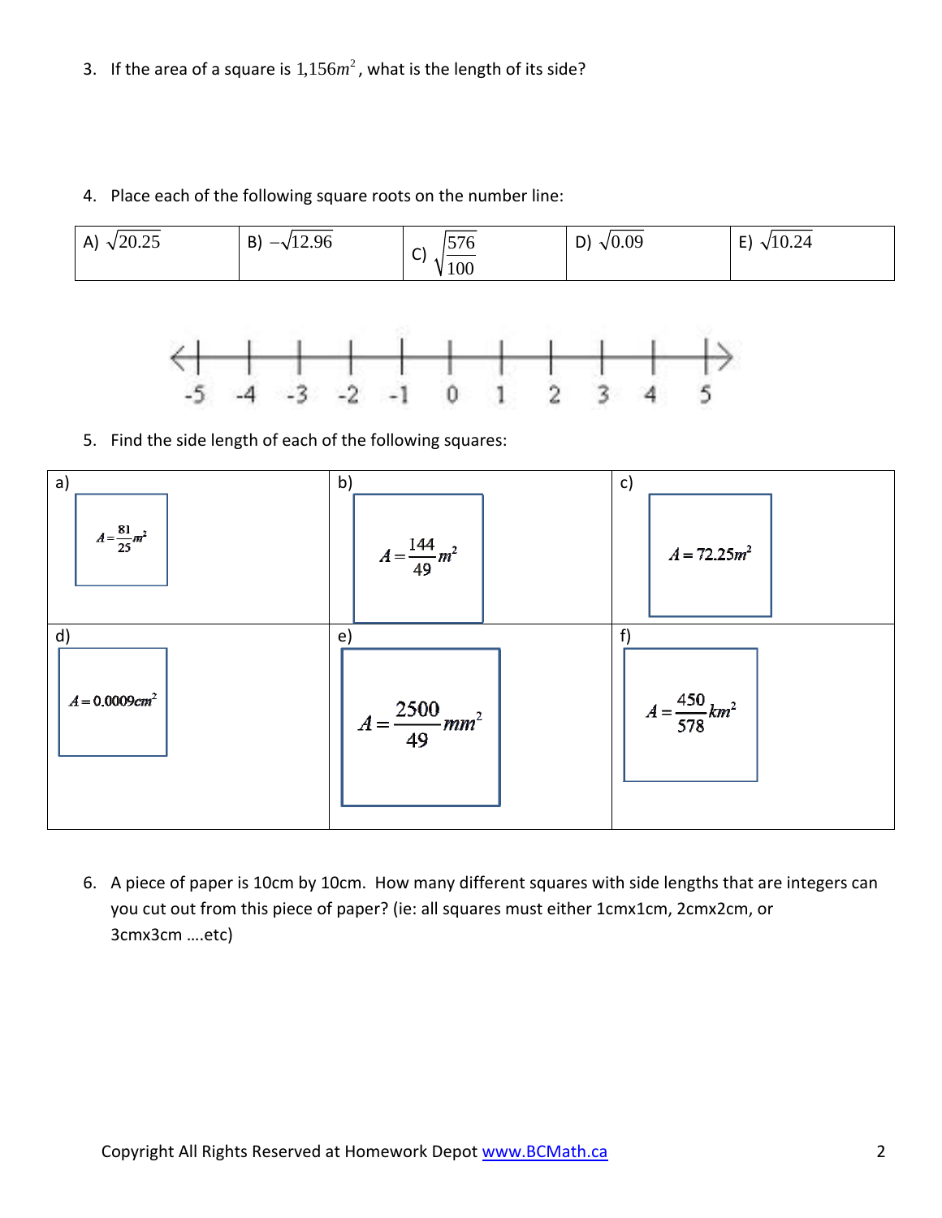3. If the area of a square is $1{,}156m^2$, what is the length of its side?

4. Place each of the following square roots on the number line:

| | | | | |
|---|---|---|---|---|
| A) $\sqrt{20.25}$ | B) $-\sqrt{12.96}$ | C) $\sqrt{\frac{576}{100}}$ | D) $\sqrt{0.09}$ | E) $\sqrt{10.24}$ |

-5 -4 -3 -2 -1 0 1 2 3 4 5

5. Find the side length of each of the following squares:

| | | |
|---|---|---|
| a) $A = \frac{81}{25}m^2$ | b) $A = \frac{144}{49}m^2$ | c) $A = 72.25m^2$ |
| d) $A = 0.0009cm^2$ | e) $A = \frac{2500}{49}mm^2$ | f) $A = \frac{450}{578}km^2$ |

6. A piece of paper is 10cm by 10cm. How many different squares with side lengths that are integers can you cut out from this piece of paper? (ie: all squares must either 1cmx1cm, 2cmx2cm, or 3cmx3cm ….etc)

Copyright All Rights Reserved at Homework Depot www.BCMath.ca